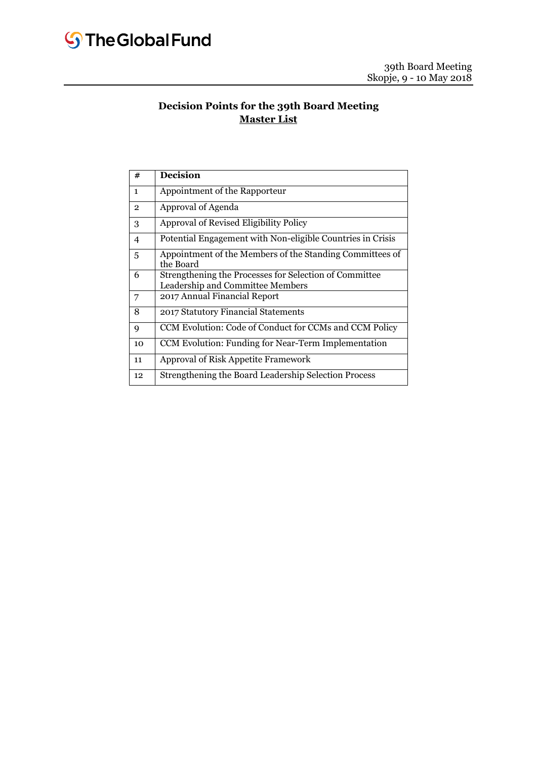The Global Fund

39th Board Meeting
Skopje, 9 - 10 May 2018

## Decision Points for the 39th Board Meeting
## **Master List**

| # | **Decision** |
|---|---|
| 1 | Appointment of the Rapporteur |
| 2 | Approval of Agenda |
| 3 | Approval of Revised Eligibility Policy |
| 4 | Potential Engagement with Non-eligible Countries in Crisis |
| 5 | Appointment of the Members of the Standing Committees of the Board |
| 6 | Strengthening the Processes for Selection of Committee Leadership and Committee Members |
| 7 | 2017 Annual Financial Report |
| 8 | 2017 Statutory Financial Statements |
| 9 | CCM Evolution: Code of Conduct for CCMs and CCM Policy |
| 10 | CCM Evolution: Funding for Near-Term Implementation |
| 11 | Approval of Risk Appetite Framework |
| 12 | Strengthening the Board Leadership Selection Process |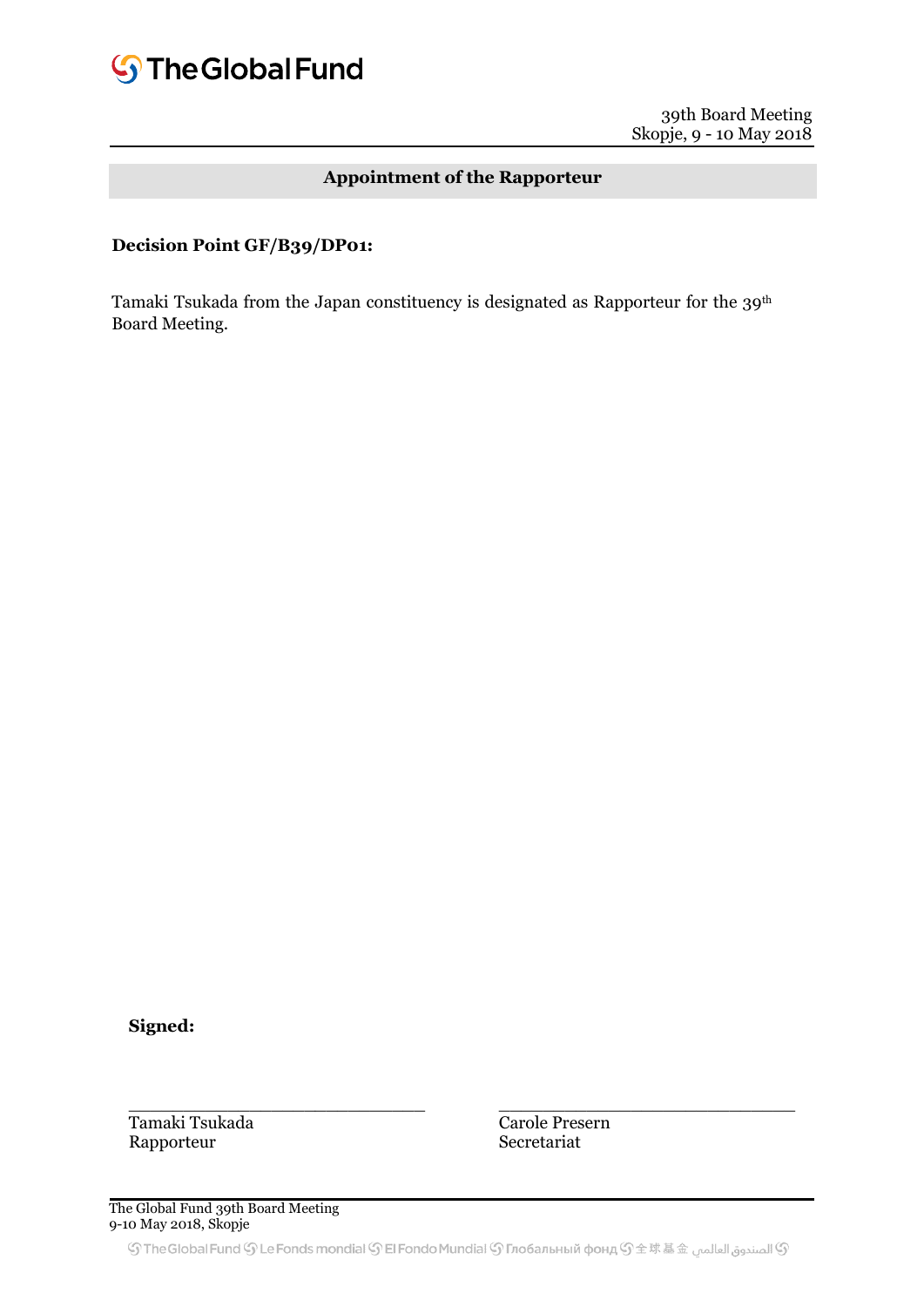39th Board Meeting
Skopje, 9 - 10 May 2018

## Appointment of the Rapporteur

**Decision Point GF/B39/DP01:**

Tamaki Tsukada from the Japan constituency is designated as Rapporteur for the 39th Board Meeting.

**Signed:**

| _____________________________ | _____________________________ |
|---|---|
| Tamaki Tsukada | Carole Presern |
| Rapporteur | Secretariat |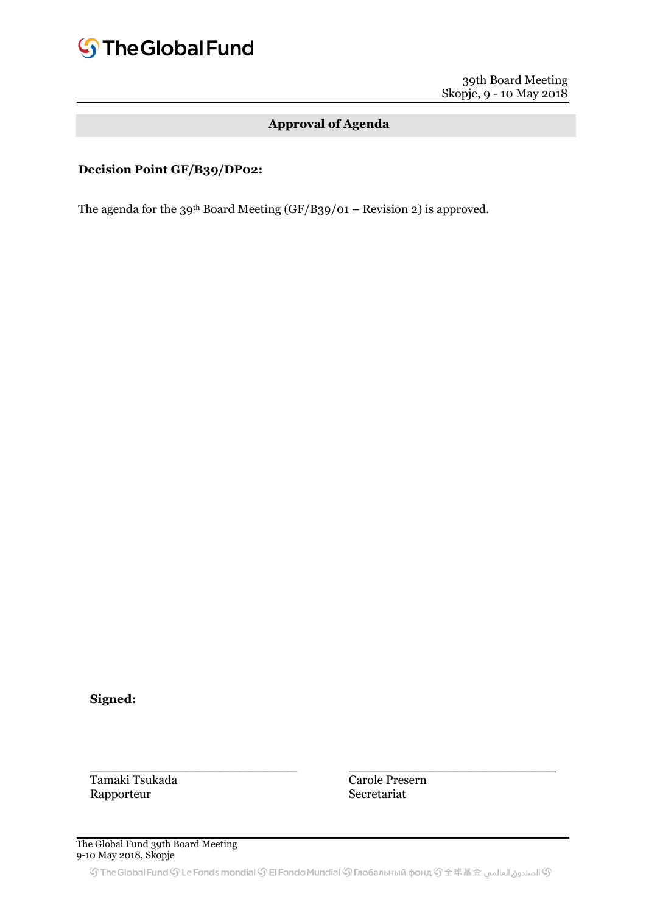## Approval of Agenda

**Decision Point GF/B39/DP02:**

The agenda for the 39th Board Meeting (GF/B39/01 – Revision 2) is approved.

**Signed:**

| ______________________________ | ______________________________ |
|---|---|
| Tamaki Tsukada | Carole Presern |
| Rapporteur | Secretariat |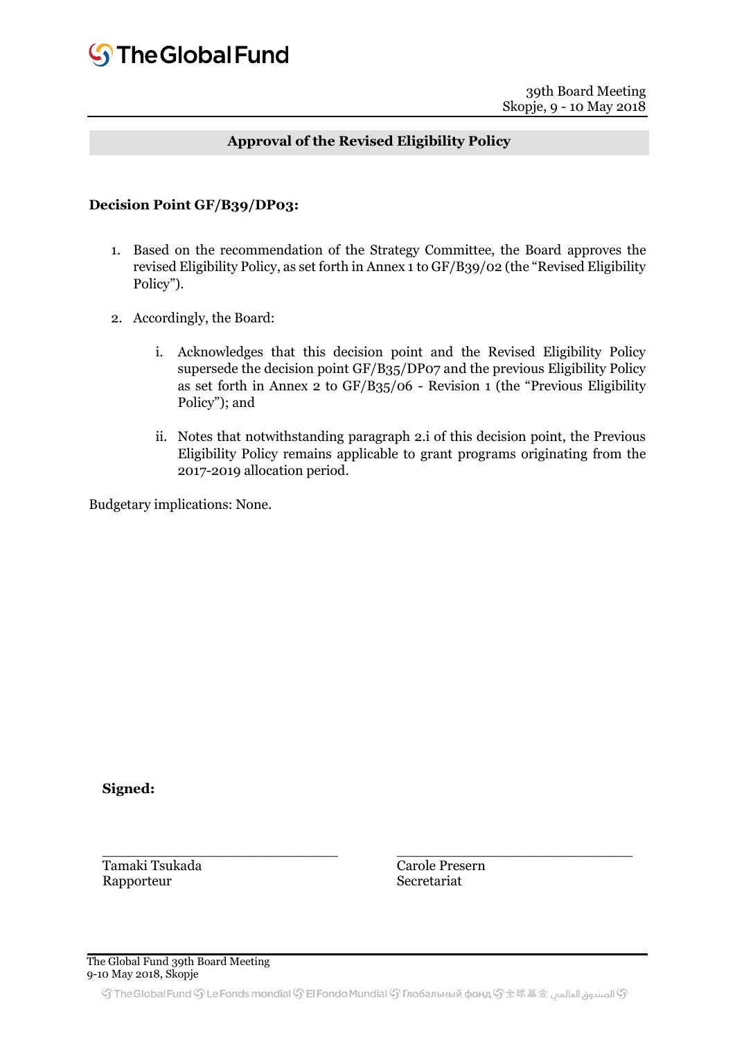39th Board Meeting
Skopje, 9 - 10 May 2018

## Approval of the Revised Eligibility Policy

**Decision Point GF/B39/DP03:**

1. Based on the recommendation of the Strategy Committee, the Board approves the revised Eligibility Policy, as set forth in Annex 1 to GF/B39/02 (the "Revised Eligibility Policy").

2. Accordingly, the Board:

    i. Acknowledges that this decision point and the Revised Eligibility Policy supersede the decision point GF/B35/DP07 and the previous Eligibility Policy as set forth in Annex 2 to GF/B35/06 - Revision 1 (the "Previous Eligibility Policy"); and

    ii. Notes that notwithstanding paragraph 2.i of this decision point, the Previous Eligibility Policy remains applicable to grant programs originating from the 2017-2019 allocation period.

Budgetary implications: None.

**Signed:**

| | |
|---|---|
| _______________________________ | _______________________________ |
| Tamaki Tsukada | Carole Presern |
| Rapporteur | Secretariat |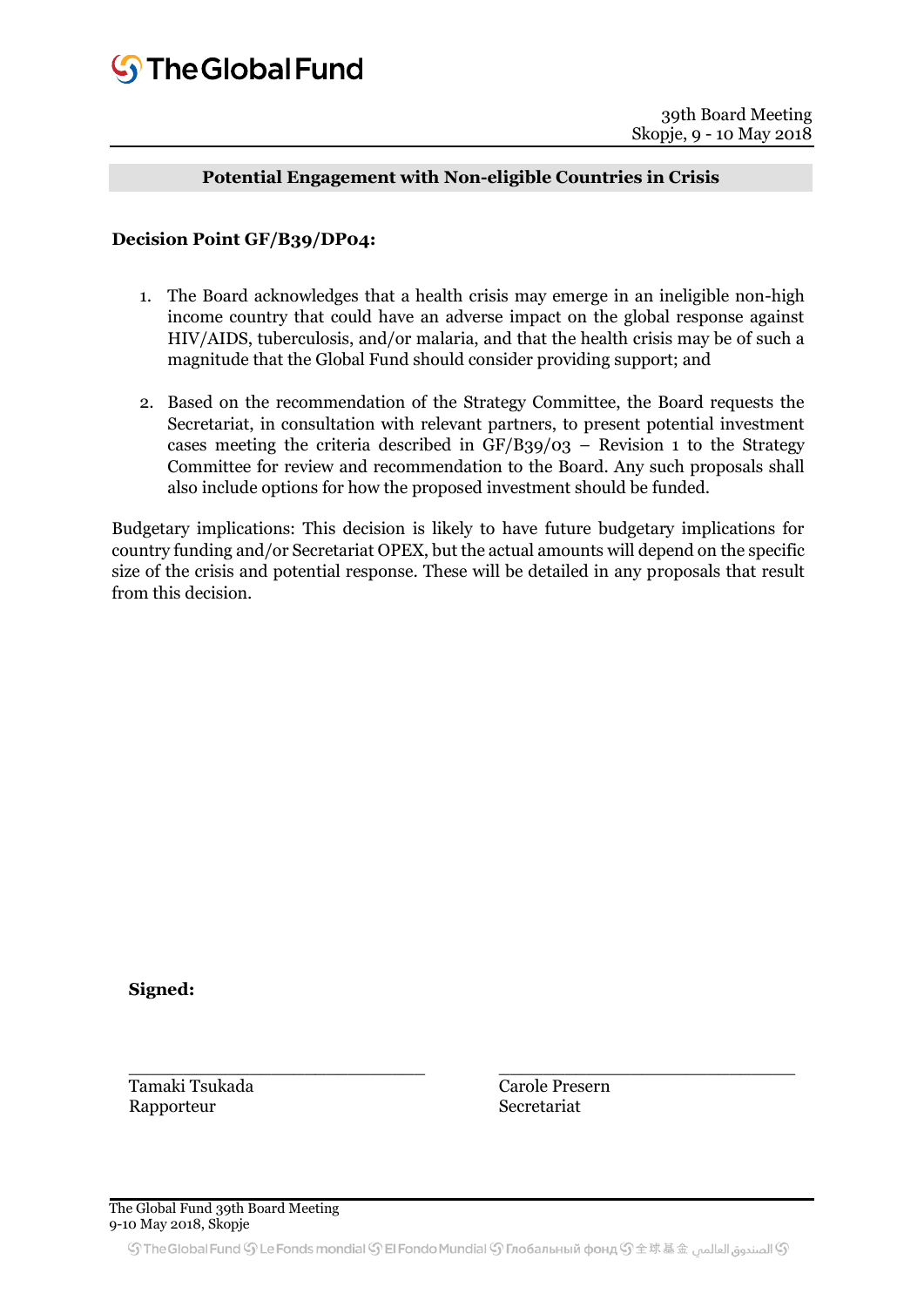39th Board Meeting
Skopje, 9 - 10 May 2018

## Potential Engagement with Non-eligible Countries in Crisis

**Decision Point GF/B39/DP04:**

1. The Board acknowledges that a health crisis may emerge in an ineligible non-high income country that could have an adverse impact on the global response against HIV/AIDS, tuberculosis, and/or malaria, and that the health crisis may be of such a magnitude that the Global Fund should consider providing support; and

2. Based on the recommendation of the Strategy Committee, the Board requests the Secretariat, in consultation with relevant partners, to present potential investment cases meeting the criteria described in GF/B39/03 – Revision 1 to the Strategy Committee for review and recommendation to the Board. Any such proposals shall also include options for how the proposed investment should be funded.

Budgetary implications: This decision is likely to have future budgetary implications for country funding and/or Secretariat OPEX, but the actual amounts will depend on the specific size of the crisis and potential response. These will be detailed in any proposals that result from this decision.

**Signed:**

| | |
|---|---|
| Tamaki Tsukada<br>Rapporteur | Carole Presern<br>Secretariat |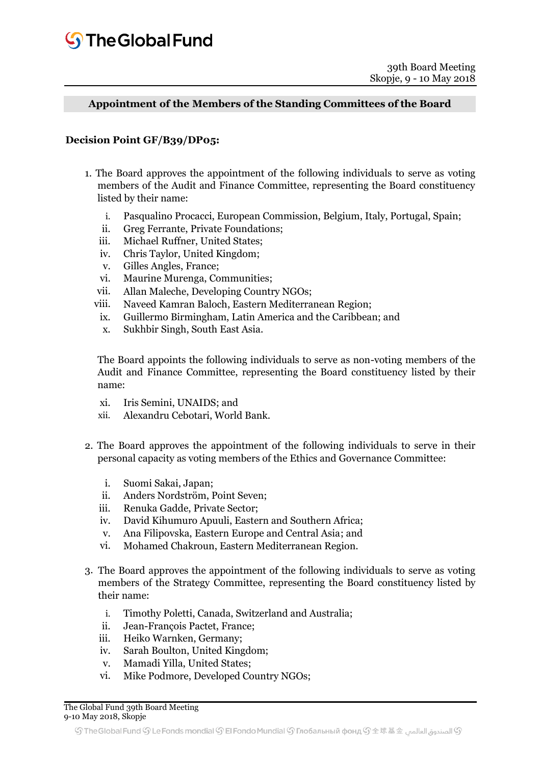## Appointment of the Members of the Standing Committees of the Board

**Decision Point GF/B39/DP05:**

1. The Board approves the appointment of the following individuals to serve as voting members of the Audit and Finance Committee, representing the Board constituency listed by their name:

   i. Pasqualino Procacci, European Commission, Belgium, Italy, Portugal, Spain;
   ii. Greg Ferrante, Private Foundations;
   iii. Michael Ruffner, United States;
   iv. Chris Taylor, United Kingdom;
   v. Gilles Angles, France;
   vi. Maurine Murenga, Communities;
   vii. Allan Maleche, Developing Country NGOs;
   viii. Naveed Kamran Baloch, Eastern Mediterranean Region;
   ix. Guillermo Birmingham, Latin America and the Caribbean; and
   x. Sukhbir Singh, South East Asia.

   The Board appoints the following individuals to serve as non-voting members of the Audit and Finance Committee, representing the Board constituency listed by their name:

   xi. Iris Semini, UNAIDS; and
   xii. Alexandru Cebotari, World Bank.

2. The Board approves the appointment of the following individuals to serve in their personal capacity as voting members of the Ethics and Governance Committee:

   i. Suomi Sakai, Japan;
   ii. Anders Nordström, Point Seven;
   iii. Renuka Gadde, Private Sector;
   iv. David Kihumuro Apuuli, Eastern and Southern Africa;
   v. Ana Filipovska, Eastern Europe and Central Asia; and
   vi. Mohamed Chakroun, Eastern Mediterranean Region.

3. The Board approves the appointment of the following individuals to serve as voting members of the Strategy Committee, representing the Board constituency listed by their name:

   i. Timothy Poletti, Canada, Switzerland and Australia;
   ii. Jean-François Pactet, France;
   iii. Heiko Warnken, Germany;
   iv. Sarah Boulton, United Kingdom;
   v. Mamadi Yilla, United States;
   vi. Mike Podmore, Developed Country NGOs;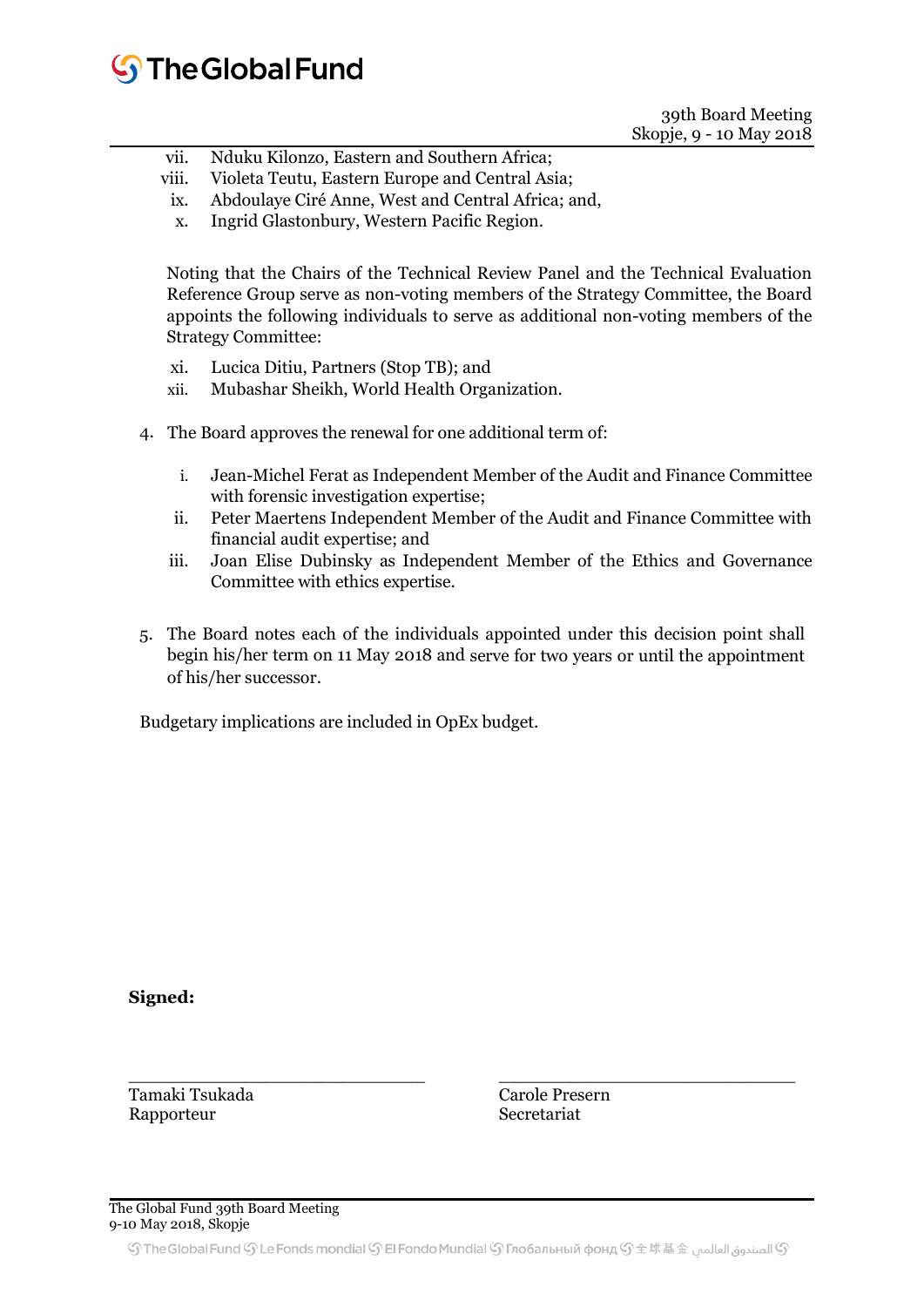vii. Nduku Kilonzo, Eastern and Southern Africa;
viii. Violeta Teutu, Eastern Europe and Central Asia;
ix. Abdoulaye Ciré Anne, West and Central Africa; and,
x. Ingrid Glastonbury, Western Pacific Region.

Noting that the Chairs of the Technical Review Panel and the Technical Evaluation Reference Group serve as non-voting members of the Strategy Committee, the Board appoints the following individuals to serve as additional non-voting members of the Strategy Committee:

xi. Lucica Ditiu, Partners (Stop TB); and
xii. Mubashar Sheikh, World Health Organization.

4. The Board approves the renewal for one additional term of:

   i. Jean-Michel Ferat as Independent Member of the Audit and Finance Committee with forensic investigation expertise;
   ii. Peter Maertens Independent Member of the Audit and Finance Committee with financial audit expertise; and
   iii. Joan Elise Dubinsky as Independent Member of the Ethics and Governance Committee with ethics expertise.

5. The Board notes each of the individuals appointed under this decision point shall begin his/her term on 11 May 2018 and serve for two years or until the appointment of his/her successor.

Budgetary implications are included in OpEx budget.

**Signed:**

| \_\_\_\_\_\_\_\_\_\_\_\_\_\_\_\_\_\_\_\_\_\_\_\_\_\_\_\_\_ | \_\_\_\_\_\_\_\_\_\_\_\_\_\_\_\_\_\_\_\_\_\_\_\_\_\_\_\_\_ |
|---|---|
| Tamaki Tsukada<br>Rapporteur | Carole Presern<br>Secretariat |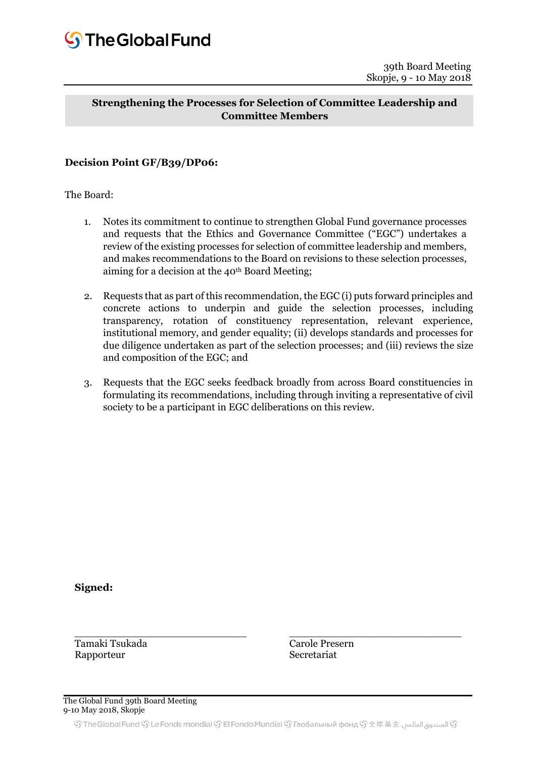39th Board Meeting
Skopje, 9 - 10 May 2018

## Strengthening the Processes for Selection of Committee Leadership and Committee Members

**Decision Point GF/B39/DP06:**

The Board:

1. Notes its commitment to continue to strengthen Global Fund governance processes and requests that the Ethics and Governance Committee ("EGC") undertakes a review of the existing processes for selection of committee leadership and members, and makes recommendations to the Board on revisions to these selection processes, aiming for a decision at the 40th Board Meeting;

2. Requests that as part of this recommendation, the EGC (i) puts forward principles and concrete actions to underpin and guide the selection processes, including transparency, rotation of constituency representation, relevant experience, institutional memory, and gender equality; (ii) develops standards and processes for due diligence undertaken as part of the selection processes; and (iii) reviews the size and composition of the EGC; and

3. Requests that the EGC seeks feedback broadly from across Board constituencies in formulating its recommendations, including through inviting a representative of civil society to be a participant in EGC deliberations on this review.

**Signed:**

| | |
|---|---|
| Tamaki Tsukada | Carole Presern |
| Rapporteur | Secretariat |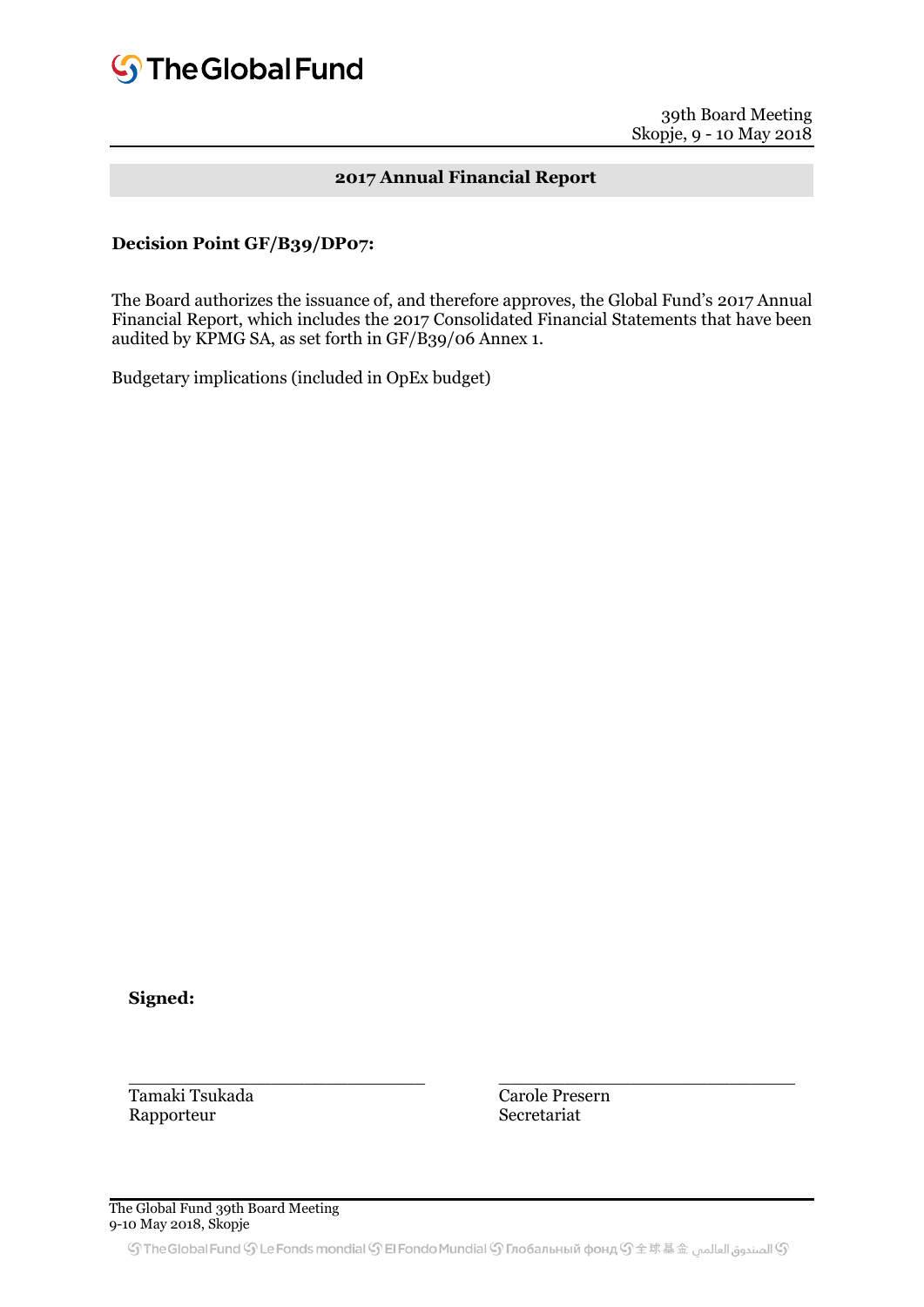39th Board Meeting
Skopje, 9 - 10 May 2018

## 2017 Annual Financial Report

**Decision Point GF/B39/DP07:**

The Board authorizes the issuance of, and therefore approves, the Global Fund's 2017 Annual Financial Report, which includes the 2017 Consolidated Financial Statements that have been audited by KPMG SA, as set forth in GF/B39/06 Annex 1.

Budgetary implications (included in OpEx budget)

**Signed:**

| ______________________________ | ______________________________ |
|---|---|
| Tamaki Tsukada | Carole Presern |
| Rapporteur | Secretariat |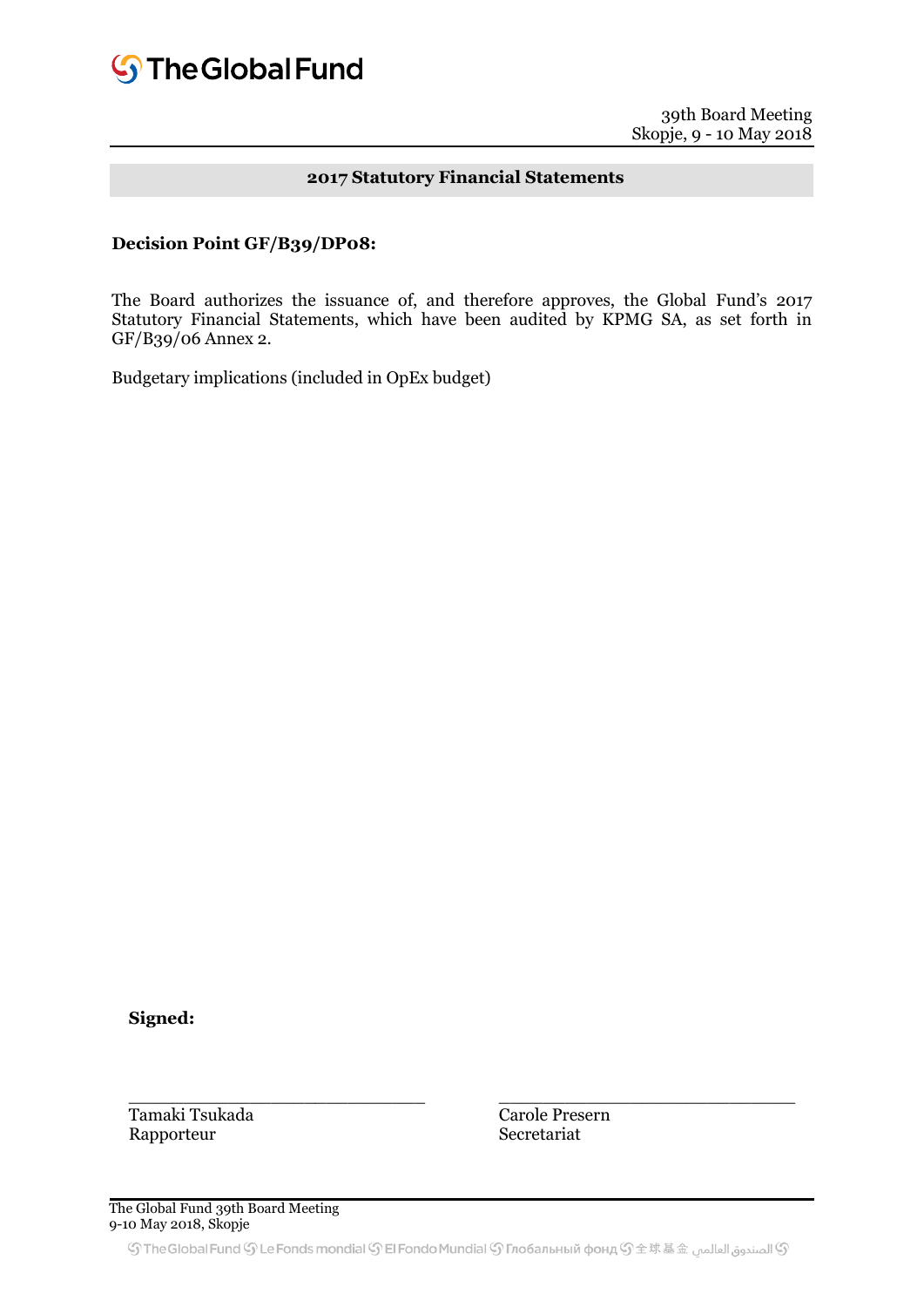39th Board Meeting
Skopje, 9 - 10 May 2018

## 2017 Statutory Financial Statements

**Decision Point GF/B39/DP08:**

The Board authorizes the issuance of, and therefore approves, the Global Fund's 2017 Statutory Financial Statements, which have been audited by KPMG SA, as set forth in GF/B39/06 Annex 2.

Budgetary implications (included in OpEx budget)

**Signed:**

| ______________________________ | ______________________________ |
|---|---|
| Tamaki Tsukada | Carole Presern |
| Rapporteur | Secretariat |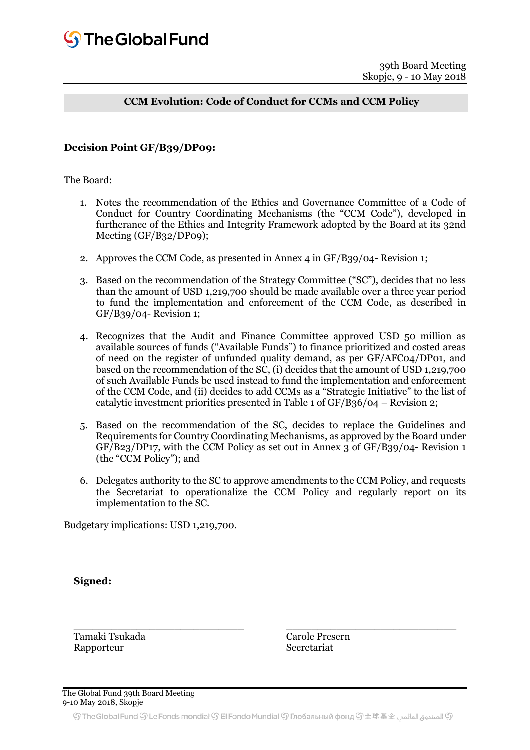**CCM Evolution: Code of Conduct for CCMs and CCM Policy**

**Decision Point GF/B39/DP09:**

The Board:

1. Notes the recommendation of the Ethics and Governance Committee of a Code of Conduct for Country Coordinating Mechanisms (the "CCM Code"), developed in furtherance of the Ethics and Integrity Framework adopted by the Board at its 32nd Meeting (GF/B32/DP09);

2. Approves the CCM Code, as presented in Annex 4 in GF/B39/04- Revision 1;

3. Based on the recommendation of the Strategy Committee ("SC"), decides that no less than the amount of USD 1,219,700 should be made available over a three year period to fund the implementation and enforcement of the CCM Code, as described in GF/B39/04- Revision 1;

4. Recognizes that the Audit and Finance Committee approved USD 50 million as available sources of funds ("Available Funds") to finance prioritized and costed areas of need on the register of unfunded quality demand, as per GF/AFC04/DP01, and based on the recommendation of the SC, (i) decides that the amount of USD 1,219,700 of such Available Funds be used instead to fund the implementation and enforcement of the CCM Code, and (ii) decides to add CCMs as a "Strategic Initiative" to the list of catalytic investment priorities presented in Table 1 of GF/B36/04 – Revision 2;

5. Based on the recommendation of the SC, decides to replace the Guidelines and Requirements for Country Coordinating Mechanisms, as approved by the Board under GF/B23/DP17, with the CCM Policy as set out in Annex 3 of GF/B39/04- Revision 1 (the "CCM Policy"); and

6. Delegates authority to the SC to approve amendments to the CCM Policy, and requests the Secretariat to operationalize the CCM Policy and regularly report on its implementation to the SC.

Budgetary implications: USD 1,219,700.

**Signed:**

| | |
|---|---|
| \_\_\_\_\_\_\_\_\_\_\_\_\_\_\_\_\_\_\_\_\_\_\_\_\_ | \_\_\_\_\_\_\_\_\_\_\_\_\_\_\_\_\_\_\_\_\_\_\_\_\_ |
| Tamaki Tsukada | Carole Presern |
| Rapporteur | Secretariat |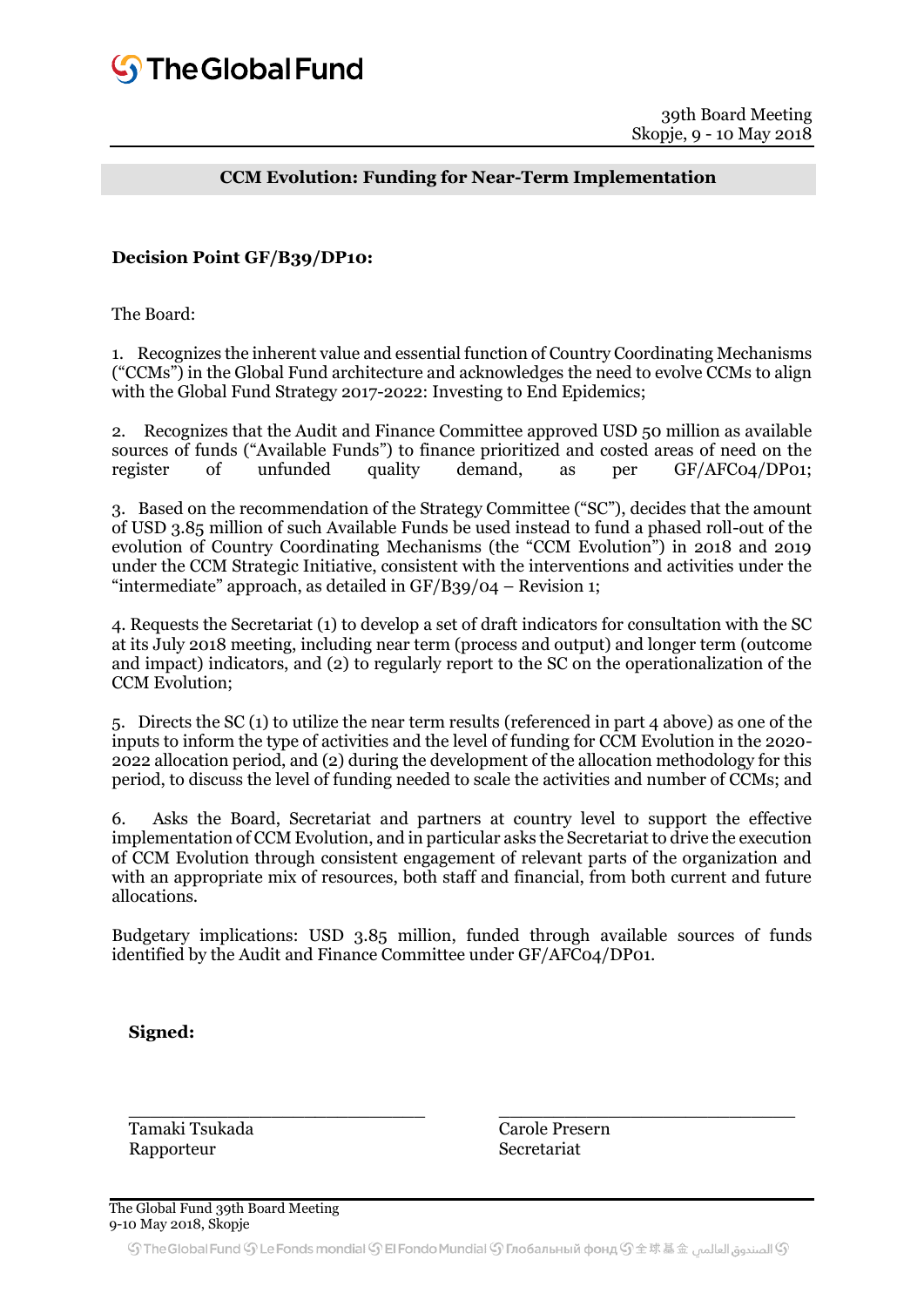39th Board Meeting
Skopje, 9 - 10 May 2018

## CCM Evolution: Funding for Near-Term Implementation

**Decision Point GF/B39/DP10:**

The Board:

1. Recognizes the inherent value and essential function of Country Coordinating Mechanisms ("CCMs") in the Global Fund architecture and acknowledges the need to evolve CCMs to align with the Global Fund Strategy 2017-2022: Investing to End Epidemics;

2. Recognizes that the Audit and Finance Committee approved USD 50 million as available sources of funds ("Available Funds") to finance prioritized and costed areas of need on the register of unfunded quality demand, as per GF/AFC04/DP01;

3. Based on the recommendation of the Strategy Committee ("SC"), decides that the amount of USD 3.85 million of such Available Funds be used instead to fund a phased roll-out of the evolution of Country Coordinating Mechanisms (the "CCM Evolution") in 2018 and 2019 under the CCM Strategic Initiative, consistent with the interventions and activities under the "intermediate" approach, as detailed in GF/B39/04 – Revision 1;

4. Requests the Secretariat (1) to develop a set of draft indicators for consultation with the SC at its July 2018 meeting, including near term (process and output) and longer term (outcome and impact) indicators, and (2) to regularly report to the SC on the operationalization of the CCM Evolution;

5. Directs the SC (1) to utilize the near term results (referenced in part 4 above) as one of the inputs to inform the type of activities and the level of funding for CCM Evolution in the 2020-2022 allocation period, and (2) during the development of the allocation methodology for this period, to discuss the level of funding needed to scale the activities and number of CCMs; and

6. Asks the Board, Secretariat and partners at country level to support the effective implementation of CCM Evolution, and in particular asks the Secretariat to drive the execution of CCM Evolution through consistent engagement of relevant parts of the organization and with an appropriate mix of resources, both staff and financial, from both current and future allocations.

Budgetary implications: USD 3.85 million, funded through available sources of funds identified by the Audit and Finance Committee under GF/AFC04/DP01.

**Signed:**

| _______________________ | _______________________ |
|---|---|
| Tamaki Tsukada | Carole Presern |
| Rapporteur | Secretariat |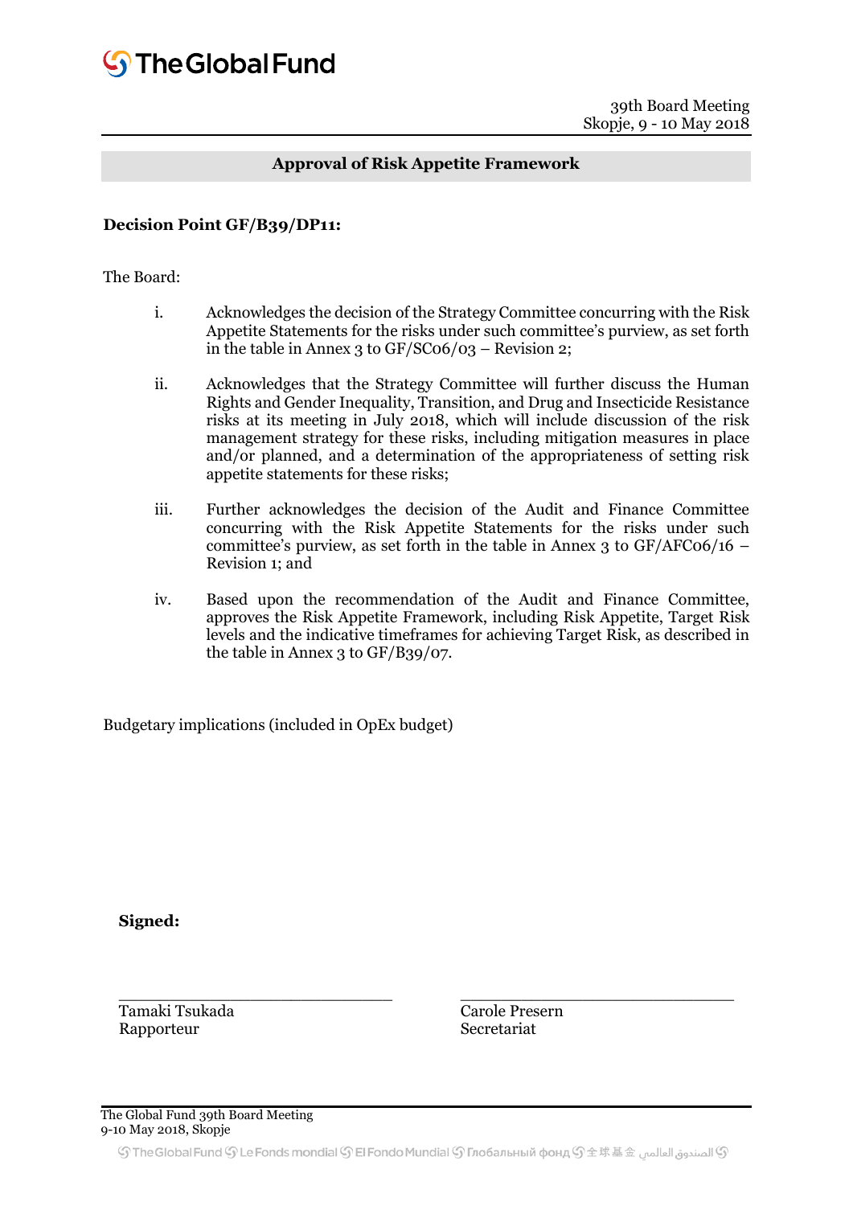39th Board Meeting
Skopje, 9 - 10 May 2018

## Approval of Risk Appetite Framework

**Decision Point GF/B39/DP11:**

The Board:

i. Acknowledges the decision of the Strategy Committee concurring with the Risk Appetite Statements for the risks under such committee's purview, as set forth in the table in Annex 3 to GF/SC06/03 – Revision 2;

ii. Acknowledges that the Strategy Committee will further discuss the Human Rights and Gender Inequality, Transition, and Drug and Insecticide Resistance risks at its meeting in July 2018, which will include discussion of the risk management strategy for these risks, including mitigation measures in place and/or planned, and a determination of the appropriateness of setting risk appetite statements for these risks;

iii. Further acknowledges the decision of the Audit and Finance Committee concurring with the Risk Appetite Statements for the risks under such committee's purview, as set forth in the table in Annex 3 to GF/AFC06/16 – Revision 1; and

iv. Based upon the recommendation of the Audit and Finance Committee, approves the Risk Appetite Framework, including Risk Appetite, Target Risk levels and the indicative timeframes for achieving Target Risk, as described in the table in Annex 3 to GF/B39/07.

Budgetary implications (included in OpEx budget)

**Signed:**

| ______________________________ | ______________________________ |
| --- | --- |
| Tamaki Tsukada | Carole Presern |
| Rapporteur | Secretariat |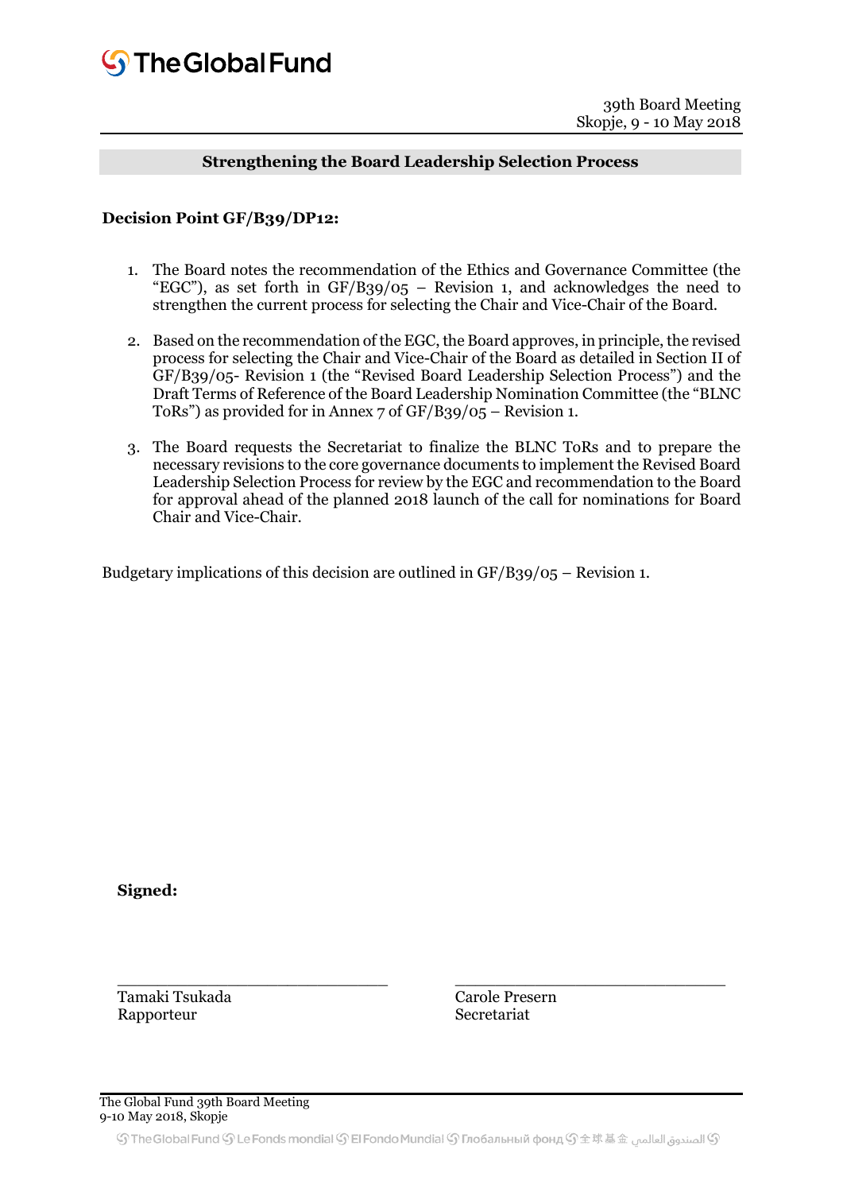39th Board Meeting
Skopje, 9 - 10 May 2018

## Strengthening the Board Leadership Selection Process

**Decision Point GF/B39/DP12:**

1. The Board notes the recommendation of the Ethics and Governance Committee (the "EGC"), as set forth in GF/B39/05 – Revision 1, and acknowledges the need to strengthen the current process for selecting the Chair and Vice-Chair of the Board.

2. Based on the recommendation of the EGC, the Board approves, in principle, the revised process for selecting the Chair and Vice-Chair of the Board as detailed in Section II of GF/B39/05- Revision 1 (the "Revised Board Leadership Selection Process") and the Draft Terms of Reference of the Board Leadership Nomination Committee (the "BLNC ToRs") as provided for in Annex 7 of GF/B39/05 – Revision 1.

3. The Board requests the Secretariat to finalize the BLNC ToRs and to prepare the necessary revisions to the core governance documents to implement the Revised Board Leadership Selection Process for review by the EGC and recommendation to the Board for approval ahead of the planned 2018 launch of the call for nominations for Board Chair and Vice-Chair.

Budgetary implications of this decision are outlined in GF/B39/05 – Revision 1.

**Signed:**

| | |
|---|---|
| \_\_\_\_\_\_\_\_\_\_\_\_\_\_\_\_\_\_\_\_\_\_\_\_\_\_\_\_\_\_ | \_\_\_\_\_\_\_\_\_\_\_\_\_\_\_\_\_\_\_\_\_\_\_\_\_\_\_\_\_\_ |
| Tamaki Tsukada | Carole Presern |
| Rapporteur | Secretariat |